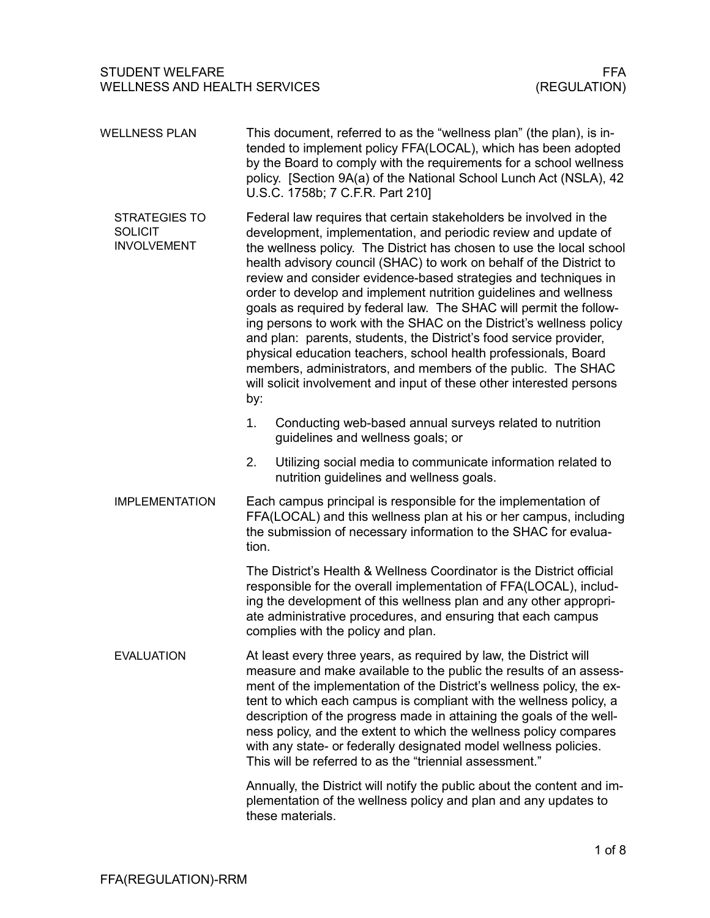# STUDENT WELFARE
# WELLNESS AND HEALTH SERVICES

**FFA (REGULATION)**

## WELLNESS PLAN

This document, referred to as the "wellness plan" (the plan), is intended to implement policy FFA(LOCAL), which has been adopted by the Board to comply with the requirements for a school wellness policy. [Section 9A(a) of the National School Lunch Act (NSLA), 42 U.S.C. 1758b; 7 C.F.R. Part 210]

### STRATEGIES TO SOLICIT INVOLVEMENT

Federal law requires that certain stakeholders be involved in the development, implementation, and periodic review and update of the wellness policy. The District has chosen to use the local school health advisory council (SHAC) to work on behalf of the District to review and consider evidence-based strategies and techniques in order to develop and implement nutrition guidelines and wellness goals as required by federal law. The SHAC will permit the following persons to work with the SHAC on the District's wellness policy and plan: parents, students, the District's food service provider, physical education teachers, school health professionals, Board members, administrators, and members of the public. The SHAC will solicit involvement and input of these other interested persons by:

1. Conducting web-based annual surveys related to nutrition guidelines and wellness goals; or
2. Utilizing social media to communicate information related to nutrition guidelines and wellness goals.

### IMPLEMENTATION

Each campus principal is responsible for the implementation of FFA(LOCAL) and this wellness plan at his or her campus, including the submission of necessary information to the SHAC for evaluation.

The District's Health & Wellness Coordinator is the District official responsible for the overall implementation of FFA(LOCAL), including the development of this wellness plan and any other appropriate administrative procedures, and ensuring that each campus complies with the policy and plan.

### EVALUATION

At least every three years, as required by law, the District will measure and make available to the public the results of an assessment of the implementation of the District's wellness policy, the extent to which each campus is compliant with the wellness policy, a description of the progress made in attaining the goals of the wellness policy, and the extent to which the wellness policy compares with any state- or federally designated model wellness policies. This will be referred to as the "triennial assessment."

Annually, the District will notify the public about the content and implementation of the wellness policy and plan and any updates to these materials.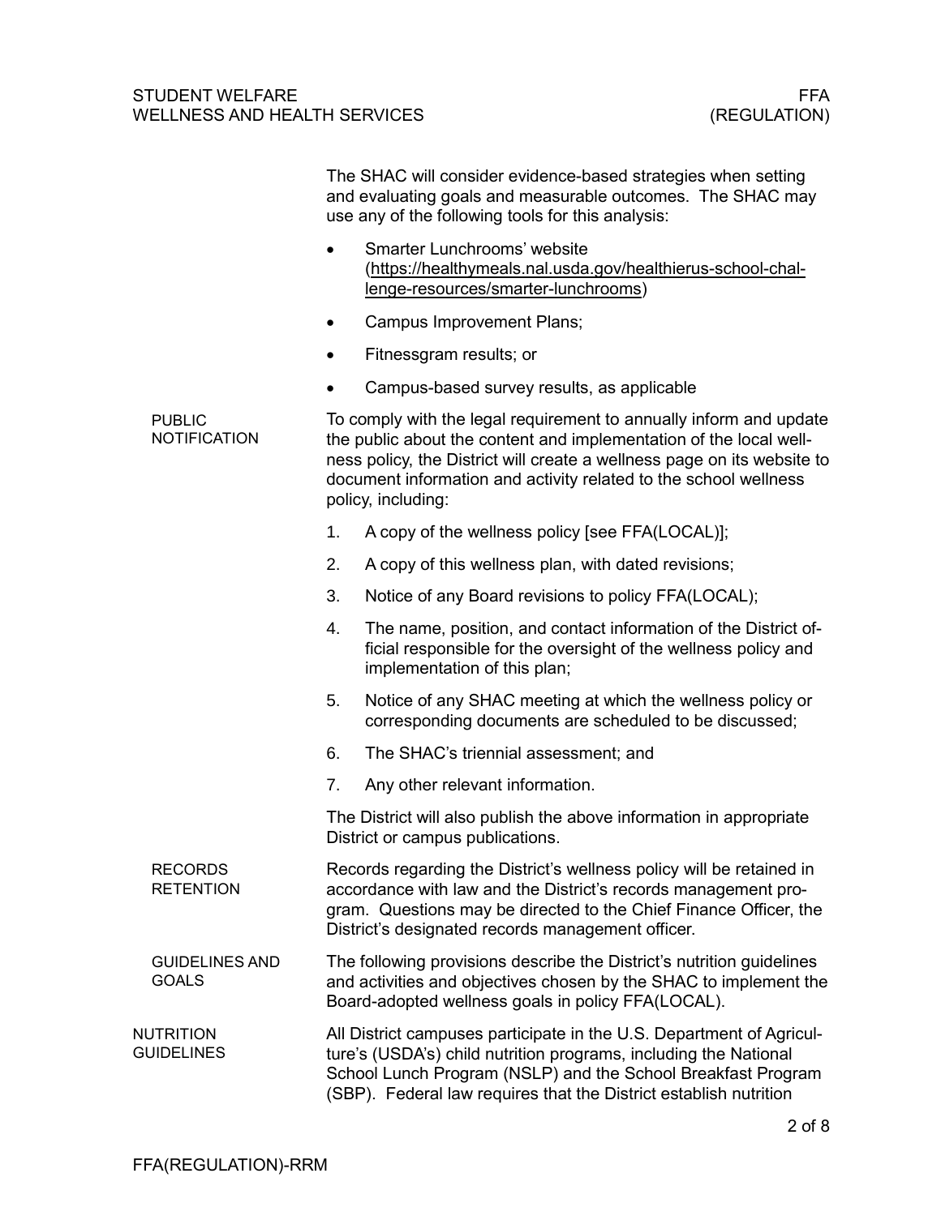The SHAC will consider evidence-based strategies when setting and evaluating goals and measurable outcomes. The SHAC may use any of the following tools for this analysis:

- Smarter Lunchrooms' website (https://healthymeals.nal.usda.gov/healthierus-school-challenge-resources/smarter-lunchrooms)
- Campus Improvement Plans;
- Fitnessgram results; or
- Campus-based survey results, as applicable

## PUBLIC NOTIFICATION

To comply with the legal requirement to annually inform and update the public about the content and implementation of the local wellness policy, the District will create a wellness page on its website to document information and activity related to the school wellness policy, including:

1. A copy of the wellness policy [see FFA(LOCAL)];
2. A copy of this wellness plan, with dated revisions;
3. Notice of any Board revisions to policy FFA(LOCAL);
4. The name, position, and contact information of the District official responsible for the oversight of the wellness policy and implementation of this plan;
5. Notice of any SHAC meeting at which the wellness policy or corresponding documents are scheduled to be discussed;
6. The SHAC's triennial assessment; and
7. Any other relevant information.

The District will also publish the above information in appropriate District or campus publications.

## RECORDS RETENTION

Records regarding the District's wellness policy will be retained in accordance with law and the District's records management program. Questions may be directed to the Chief Finance Officer, the District's designated records management officer.

## GUIDELINES AND GOALS

The following provisions describe the District's nutrition guidelines and activities and objectives chosen by the SHAC to implement the Board-adopted wellness goals in policy FFA(LOCAL).

# NUTRITION GUIDELINES

All District campuses participate in the U.S. Department of Agriculture's (USDA's) child nutrition programs, including the National School Lunch Program (NSLP) and the School Breakfast Program (SBP). Federal law requires that the District establish nutrition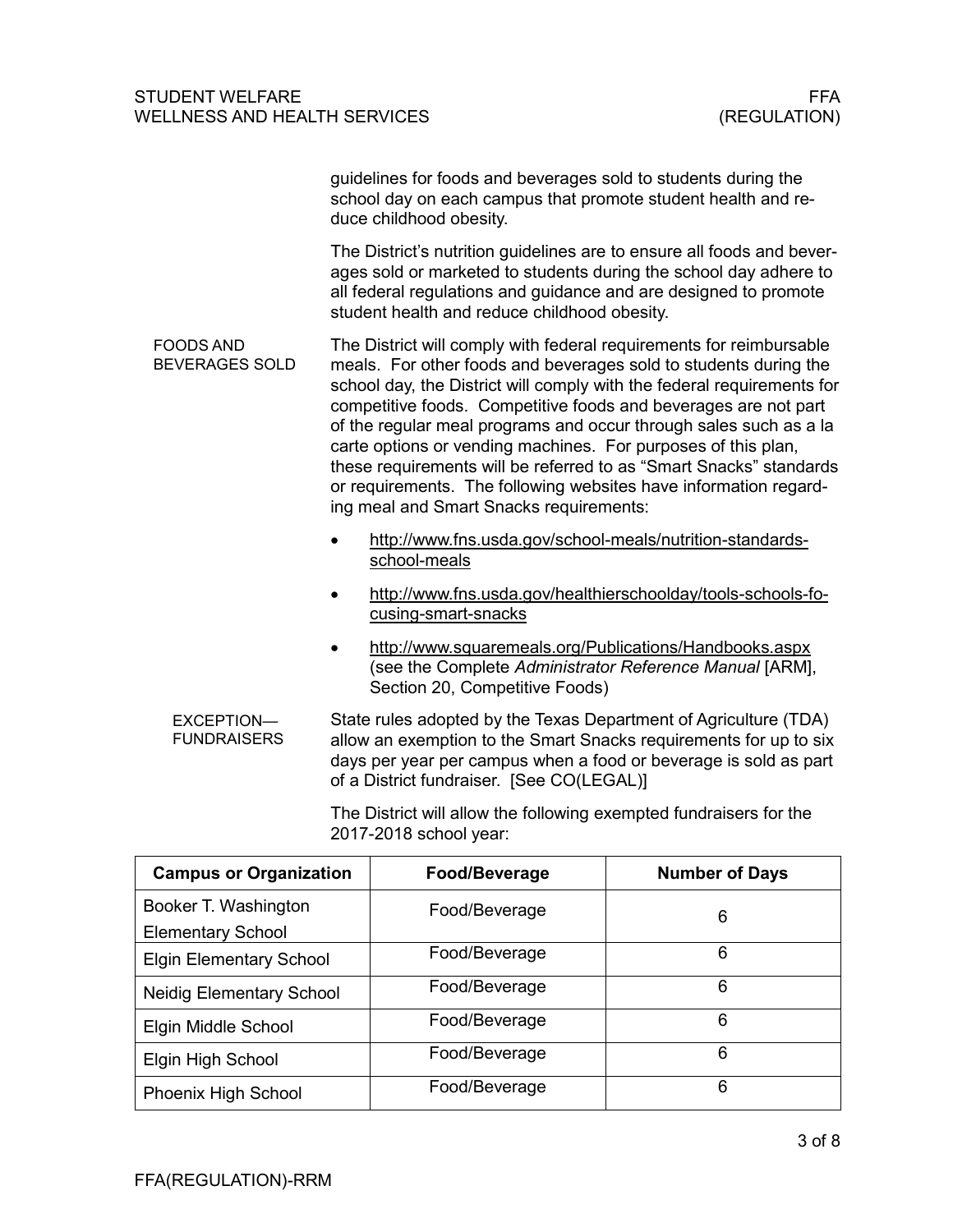guidelines for foods and beverages sold to students during the school day on each campus that promote student health and reduce childhood obesity.

The District's nutrition guidelines are to ensure all foods and beverages sold or marketed to students during the school day adhere to all federal regulations and guidance and are designed to promote student health and reduce childhood obesity.

#### FOODS AND BEVERAGES SOLD

The District will comply with federal requirements for reimbursable meals. For other foods and beverages sold to students during the school day, the District will comply with the federal requirements for competitive foods. Competitive foods and beverages are not part of the regular meal programs and occur through sales such as a la carte options or vending machines. For purposes of this plan, these requirements will be referred to as "Smart Snacks" standards or requirements. The following websites have information regarding meal and Smart Snacks requirements:

- http://www.fns.usda.gov/school-meals/nutrition-standards-school-meals
- http://www.fns.usda.gov/healthierschoolday/tools-schools-focusing-smart-snacks
- http://www.squaremeals.org/Publications/Handbooks.aspx (see the Complete *Administrator Reference Manual* [ARM], Section 20, Competitive Foods)

##### EXCEPTION—FUNDRAISERS

State rules adopted by the Texas Department of Agriculture (TDA) allow an exemption to the Smart Snacks requirements for up to six days per year per campus when a food or beverage is sold as part of a District fundraiser. [See CO(LEGAL)]

The District will allow the following exempted fundraisers for the 2017-2018 school year:

| Campus or Organization | Food/Beverage | Number of Days |
|---|---|---|
| Booker T. Washington Elementary School | Food/Beverage | 6 |
| Elgin Elementary School | Food/Beverage | 6 |
| Neidig Elementary School | Food/Beverage | 6 |
| Elgin Middle School | Food/Beverage | 6 |
| Elgin High School | Food/Beverage | 6 |
| Phoenix High School | Food/Beverage | 6 |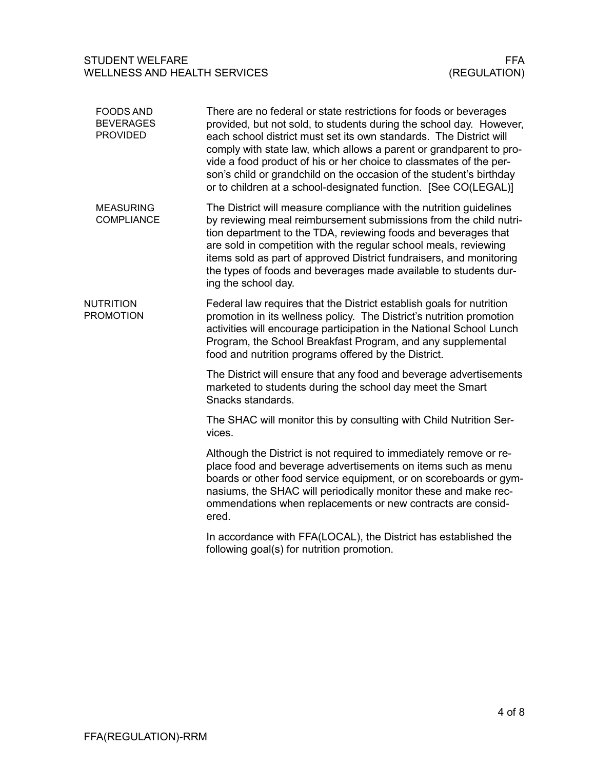### FOODS AND BEVERAGES PROVIDED

There are no federal or state restrictions for foods or beverages provided, but not sold, to students during the school day. However, each school district must set its own standards. The District will comply with state law, which allows a parent or grandparent to provide a food product of his or her choice to classmates of the person's child or grandchild on the occasion of the student's birthday or to children at a school-designated function. [See CO(LEGAL)]

### MEASURING COMPLIANCE

The District will measure compliance with the nutrition guidelines by reviewing meal reimbursement submissions from the child nutrition department to the TDA, reviewing foods and beverages that are sold in competition with the regular school meals, reviewing items sold as part of approved District fundraisers, and monitoring the types of foods and beverages made available to students during the school day.

## NUTRITION PROMOTION

Federal law requires that the District establish goals for nutrition promotion in its wellness policy. The District's nutrition promotion activities will encourage participation in the National School Lunch Program, the School Breakfast Program, and any supplemental food and nutrition programs offered by the District.

The District will ensure that any food and beverage advertisements marketed to students during the school day meet the Smart Snacks standards.

The SHAC will monitor this by consulting with Child Nutrition Services.

Although the District is not required to immediately remove or replace food and beverage advertisements on items such as menu boards or other food service equipment, or on scoreboards or gymnasiums, the SHAC will periodically monitor these and make recommendations when replacements or new contracts are considered.

In accordance with FFA(LOCAL), the District has established the following goal(s) for nutrition promotion.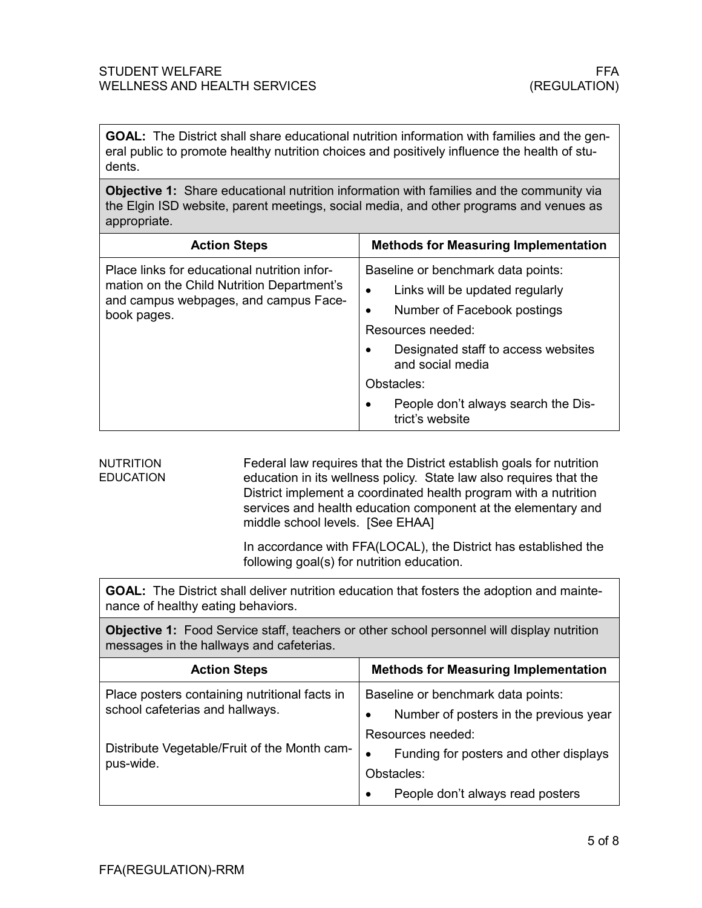| **GOAL:** The District shall share educational nutrition information with families and the general public to promote healthy nutrition choices and positively influence the health of students. | |
|---|---|
| **Objective 1:** Share educational nutrition information with families and the community via the Elgin ISD website, parent meetings, social media, and other programs and venues as appropriate. | |
| **Action Steps** | **Methods for Measuring Implementation** |
| Place links for educational nutrition information on the Child Nutrition Department's and campus webpages, and campus Facebook pages. | Baseline or benchmark data points:<br>• Links will be updated regularly<br>• Number of Facebook postings<br>Resources needed:<br>• Designated staff to access websites and social media<br>Obstacles:<br>• People don't always search the District's website |

## NUTRITION EDUCATION

Federal law requires that the District establish goals for nutrition education in its wellness policy. State law also requires that the District implement a coordinated health program with a nutrition services and health education component at the elementary and middle school levels. [See EHAA]

In accordance with FFA(LOCAL), the District has established the following goal(s) for nutrition education.

| **GOAL:** The District shall deliver nutrition education that fosters the adoption and maintenance of healthy eating behaviors. | |
|---|---|
| **Objective 1:** Food Service staff, teachers or other school personnel will display nutrition messages in the hallways and cafeterias. | |
| **Action Steps** | **Methods for Measuring Implementation** |
| Place posters containing nutritional facts in school cafeterias and hallways.<br><br>Distribute Vegetable/Fruit of the Month campus-wide. | Baseline or benchmark data points:<br>• Number of posters in the previous year<br>Resources needed:<br>• Funding for posters and other displays<br>Obstacles:<br>• People don't always read posters |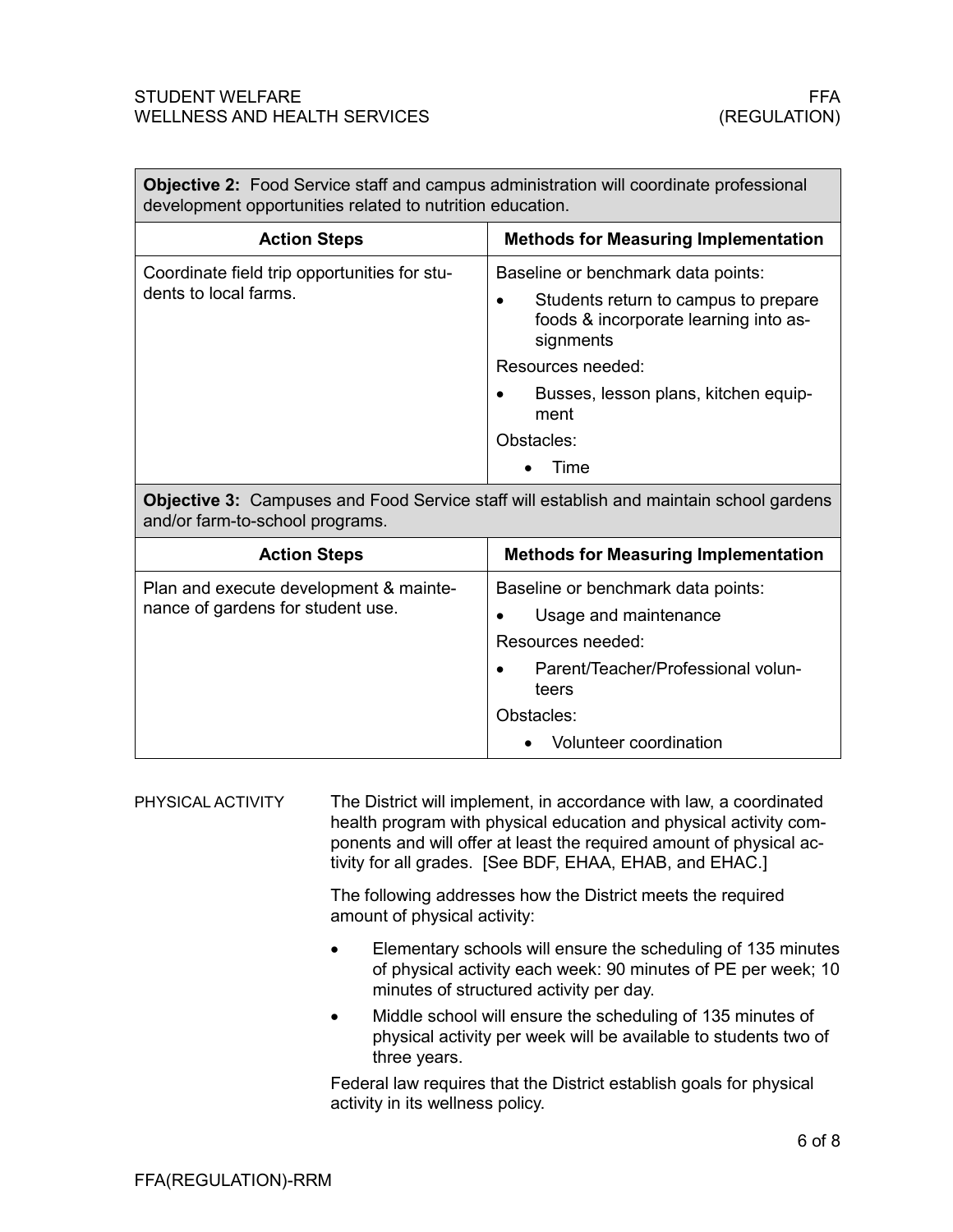| **Objective 2:** Food Service staff and campus administration will coordinate professional development opportunities related to nutrition education. | |
|---|---|
| **Action Steps** | **Methods for Measuring Implementation** |
| Coordinate field trip opportunities for students to local farms. | Baseline or benchmark data points:<br>• Students return to campus to prepare foods & incorporate learning into assignments<br>Resources needed:<br>• Busses, lesson plans, kitchen equipment<br>Obstacles:<br>• Time |

| **Objective 3:** Campuses and Food Service staff will establish and maintain school gardens and/or farm-to-school programs. | |
|---|---|
| **Action Steps** | **Methods for Measuring Implementation** |
| Plan and execute development & maintenance of gardens for student use. | Baseline or benchmark data points:<br>• Usage and maintenance<br>Resources needed:<br>• Parent/Teacher/Professional volunteers<br>Obstacles:<br>• Volunteer coordination |

PHYSICAL ACTIVITY

The District will implement, in accordance with law, a coordinated health program with physical education and physical activity components and will offer at least the required amount of physical activity for all grades. [See BDF, EHAA, EHAB, and EHAC.]

The following addresses how the District meets the required amount of physical activity:

- Elementary schools will ensure the scheduling of 135 minutes of physical activity each week: 90 minutes of PE per week; 10 minutes of structured activity per day.
- Middle school will ensure the scheduling of 135 minutes of physical activity per week will be available to students two of three years.

Federal law requires that the District establish goals for physical activity in its wellness policy.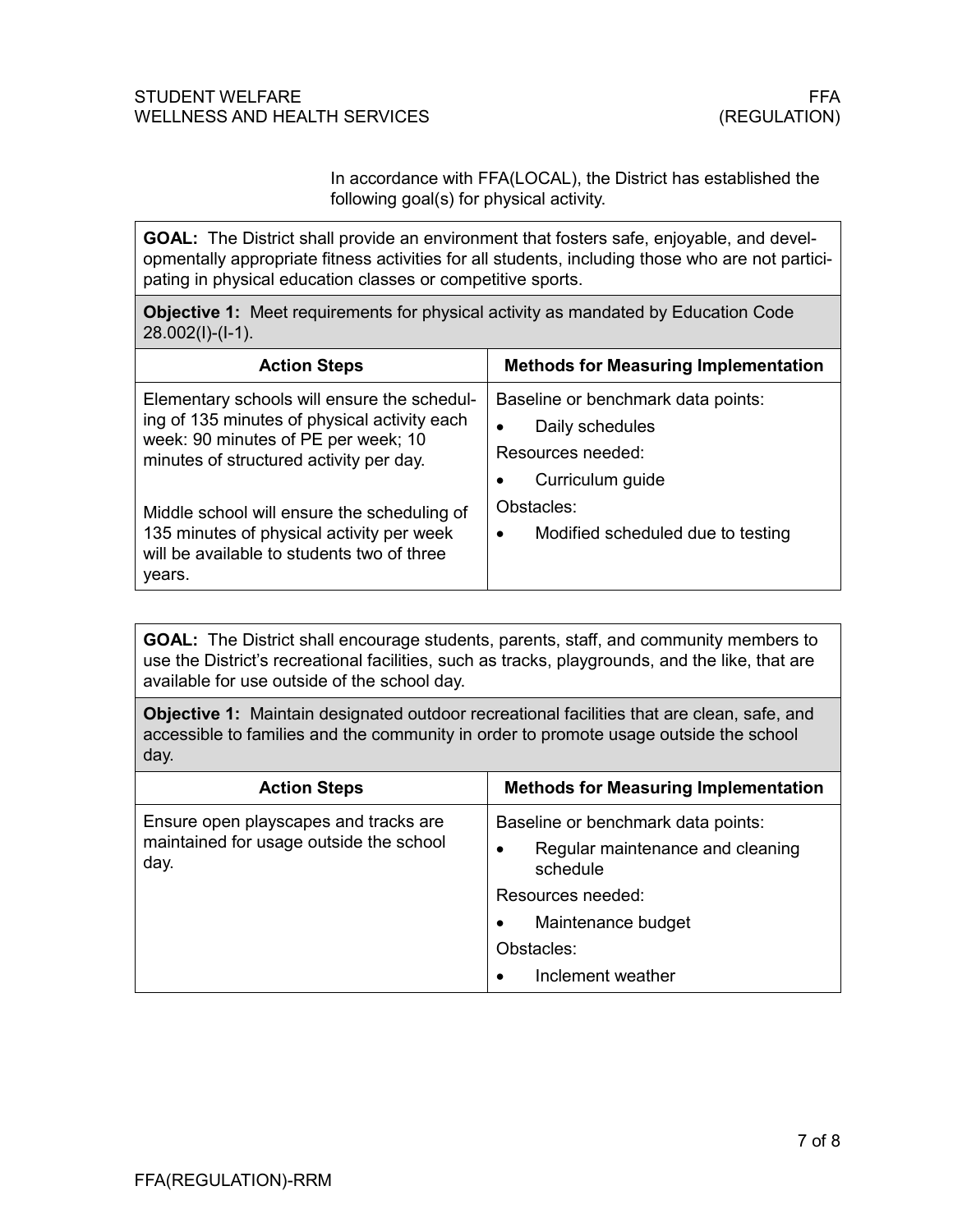In accordance with FFA(LOCAL), the District has established the following goal(s) for physical activity.

**GOAL:** The District shall provide an environment that fosters safe, enjoyable, and developmentally appropriate fitness activities for all students, including those who are not participating in physical education classes or competitive sports.

**Objective 1:** Meet requirements for physical activity as mandated by Education Code 28.002(I)-(I-1).

| Action Steps | Methods for Measuring Implementation |
|---|---|
| Elementary schools will ensure the scheduling of 135 minutes of physical activity each week: 90 minutes of PE per week; 10 minutes of structured activity per day.<br><br>Middle school will ensure the scheduling of 135 minutes of physical activity per week will be available to students two of three years. | Baseline or benchmark data points:<br>• Daily schedules<br>Resources needed:<br>• Curriculum guide<br>Obstacles:<br>• Modified scheduled due to testing |

**GOAL:** The District shall encourage students, parents, staff, and community members to use the District's recreational facilities, such as tracks, playgrounds, and the like, that are available for use outside of the school day.

**Objective 1:** Maintain designated outdoor recreational facilities that are clean, safe, and accessible to families and the community in order to promote usage outside the school day.

| Action Steps | Methods for Measuring Implementation |
|---|---|
| Ensure open playscapes and tracks are maintained for usage outside the school day. | Baseline or benchmark data points:<br>• Regular maintenance and cleaning schedule<br>Resources needed:<br>• Maintenance budget<br>Obstacles:<br>• Inclement weather |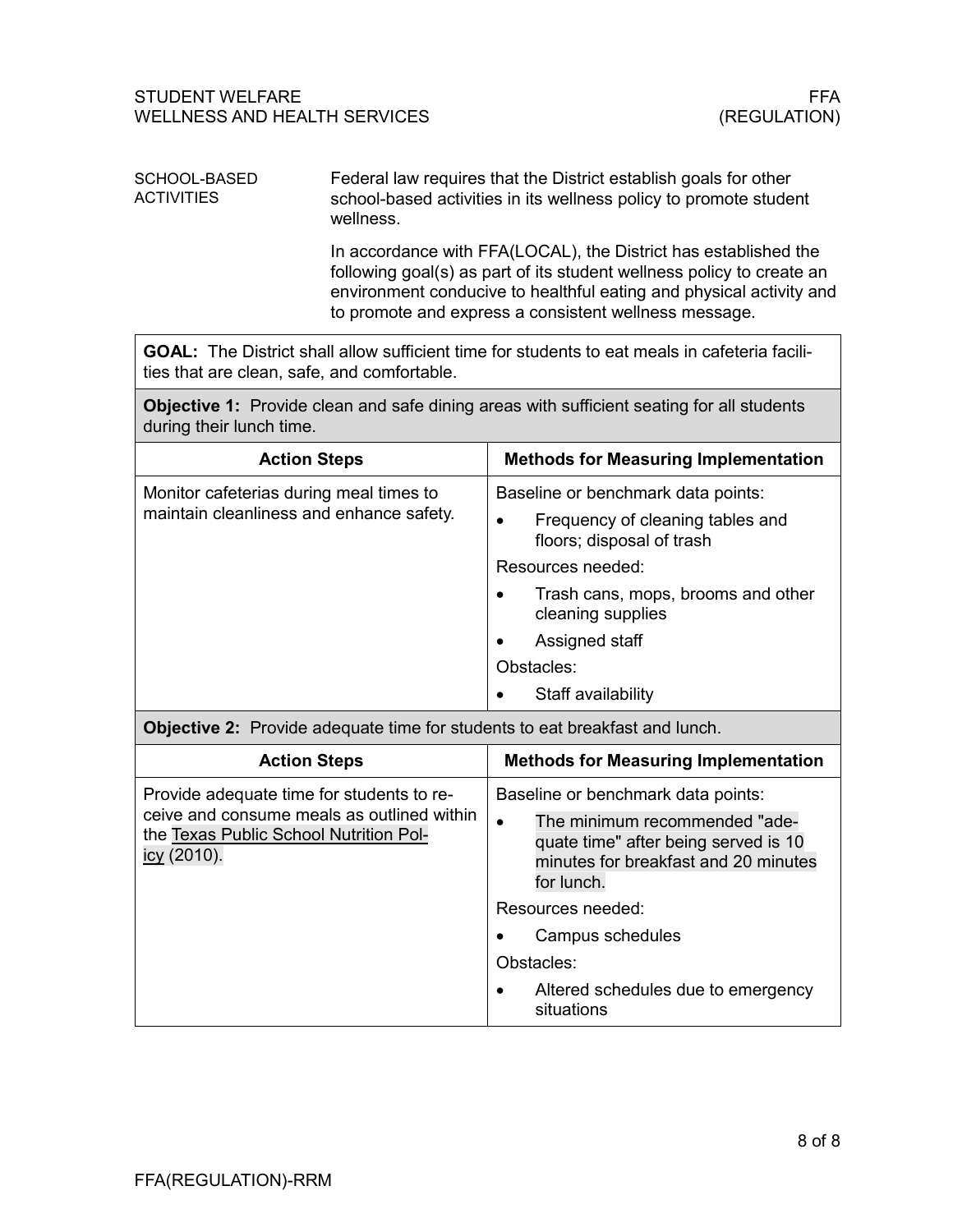SCHOOL-BASED ACTIVITIES

Federal law requires that the District establish goals for other school-based activities in its wellness policy to promote student wellness.

In accordance with FFA(LOCAL), the District has established the following goal(s) as part of its student wellness policy to create an environment conducive to healthful eating and physical activity and to promote and express a consistent wellness message.

**GOAL:** The District shall allow sufficient time for students to eat meals in cafeteria facilities that are clean, safe, and comfortable.

**Objective 1:** Provide clean and safe dining areas with sufficient seating for all students during their lunch time.

| Action Steps | Methods for Measuring Implementation |
|---|---|
| Monitor cafeterias during meal times to maintain cleanliness and enhance safety. | Baseline or benchmark data points:<br>• Frequency of cleaning tables and floors; disposal of trash<br>Resources needed:<br>• Trash cans, mops, brooms and other cleaning supplies<br>• Assigned staff<br>Obstacles:<br>• Staff availability |

**Objective 2:** Provide adequate time for students to eat breakfast and lunch.

| Action Steps | Methods for Measuring Implementation |
|---|---|
| Provide adequate time for students to receive and consume meals as outlined within the Texas Public School Nutrition Policy (2010). | Baseline or benchmark data points:<br>• The minimum recommended "adequate time" after being served is 10 minutes for breakfast and 20 minutes for lunch.<br>Resources needed:<br>• Campus schedules<br>Obstacles:<br>• Altered schedules due to emergency situations |